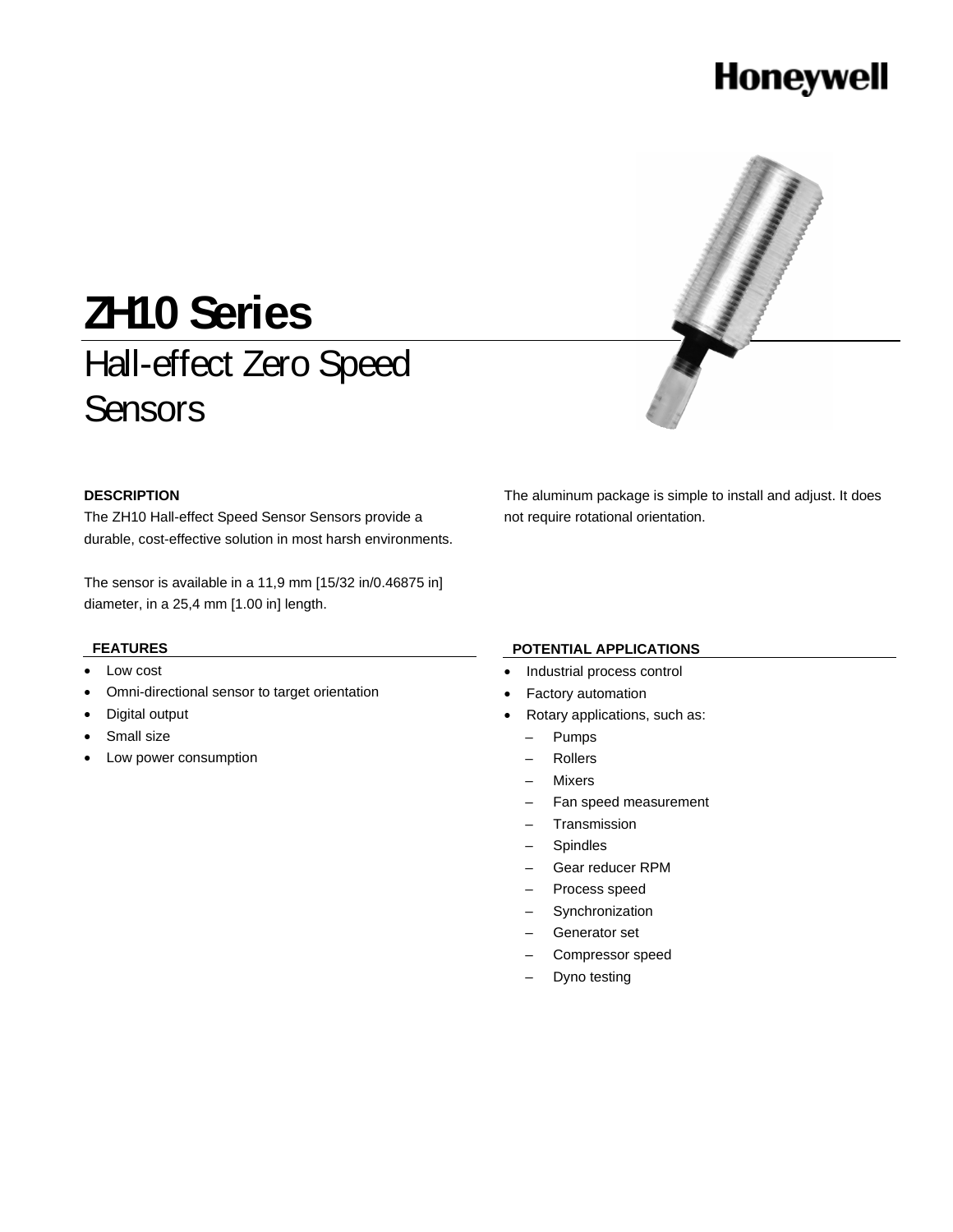Honeywell

# ZH10 Series

## Hall-effect Zero Speed Sensors

### DESCRIPTION

The ZH10 Hall-effect Speed Sensor Sensors provide a durable, cost-effective solution in most harsh environments.

The sensor is available in a 11,9 mm [15/32 in/0.46875 in] diameter, in a 25,4 mm [1.00 in] length.

The aluminum package is simple to install and adjust. It does not require rotational orientation.

### FEATURES

- Low cost
- Omni-directional sensor to target orientation
- Digital output
- Small size
- Low power consumption

### POTENTIAL APPLICATIONS

- Industrial process control
- Factory automation
- Rotary applications, such as:
  - Pumps
  - Rollers
  - Mixers
  - Fan speed measurement
  - Transmission
  - Spindles
  - Gear reducer RPM
  - Process speed
  - Synchronization
  - Generator set
  - Compressor speed
  - Dyno testing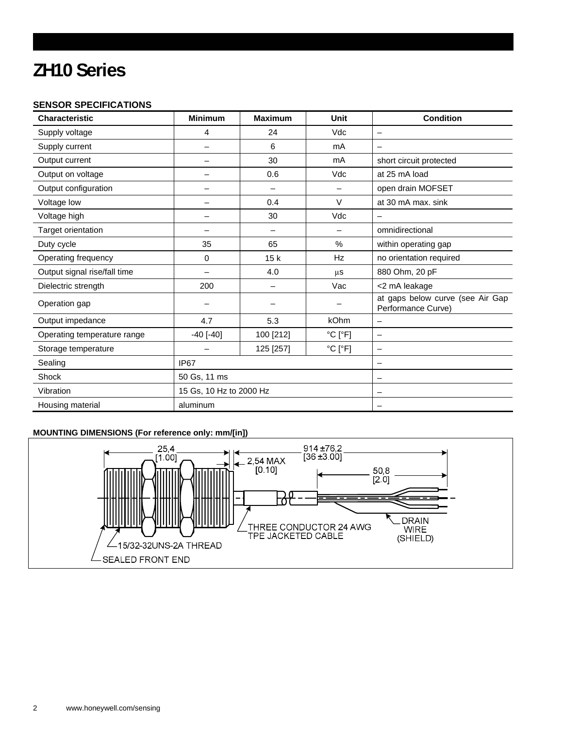# ZH10 Series

## SENSOR SPECIFICATIONS

| Characteristic | Minimum | Maximum | Unit | Condition |
|---|---|---|---|---|
| Supply voltage | 4 | 24 | Vdc | – |
| Supply current | – | 6 | mA | – |
| Output current | – | 30 | mA | short circuit protected |
| Output on voltage | – | 0.6 | Vdc | at 25 mA load |
| Output configuration | – | – | – | open drain MOFSET |
| Voltage low | – | 0.4 | V | at 30 mA max. sink |
| Voltage high | – | 30 | Vdc | – |
| Target orientation | – | – | – | omnidirectional |
| Duty cycle | 35 | 65 | % | within operating gap |
| Operating frequency | 0 | 15 k | Hz | no orientation required |
| Output signal rise/fall time | – | 4.0 | µs | 880 Ohm, 20 pF |
| Dielectric strength | 200 | – | Vac | <2 mA leakage |
| Operation gap | – | – | – | at gaps below curve (see Air Gap Performance Curve) |
| Output impedance | 4.7 | 5.3 | kOhm | – |
| Operating temperature range | -40 [-40] | 100 [212] | °C [°F] | – |
| Storage temperature | – | 125 [257] | °C [°F] | – |
| Sealing | IP67 | | | – |
| Shock | 50 Gs, 11 ms | | | – |
| Vibration | 15 Gs, 10 Hz to 2000 Hz | | | – |
| Housing material | aluminum | | | – |

## MOUNTING DIMENSIONS (For reference only: mm/[in])

25,4
[1.00]

2,54 MAX
[0.10]

914 ±76,2
[36 ±3.00]

50,8
[2.0]

THREE CONDUCTOR 24 AWG
TPE JACKETED CABLE

DRAIN
WIRE
(SHIELD)

15/32-32UNS-2A THREAD

SEALED FRONT END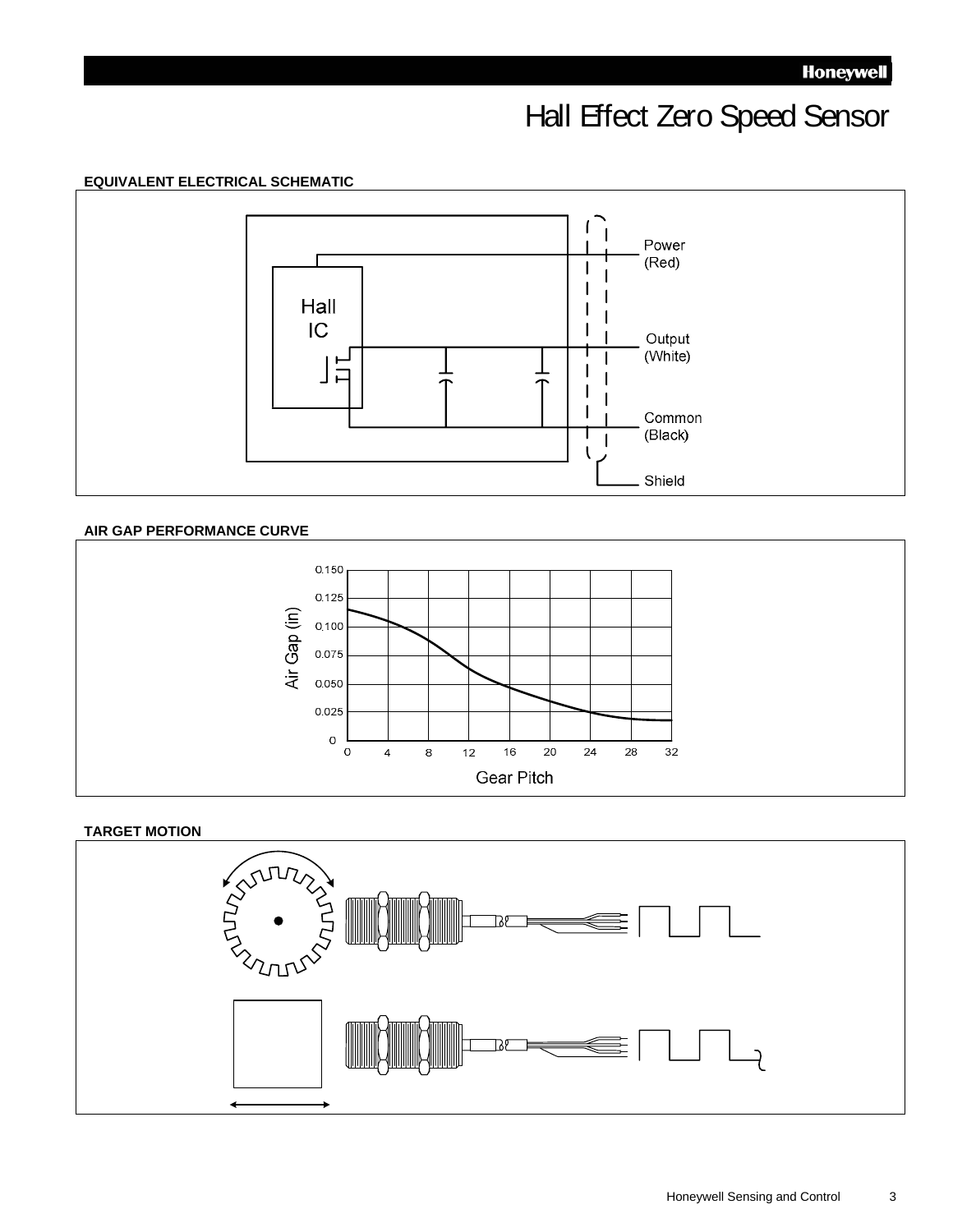# Hall Effect Zero Speed Sensor

**EQUIVALENT ELECTRICAL SCHEMATIC**

Hall IC

Power (Red)

Output (White)

Common (Black)

Shield

**AIR GAP PERFORMANCE CURVE**

Air Gap (in)

0.150

0.125

0.100

0.075

0.050

0.025

0

0 4 8 12 16 20 24 28 32

Gear Pitch

**TARGET MOTION**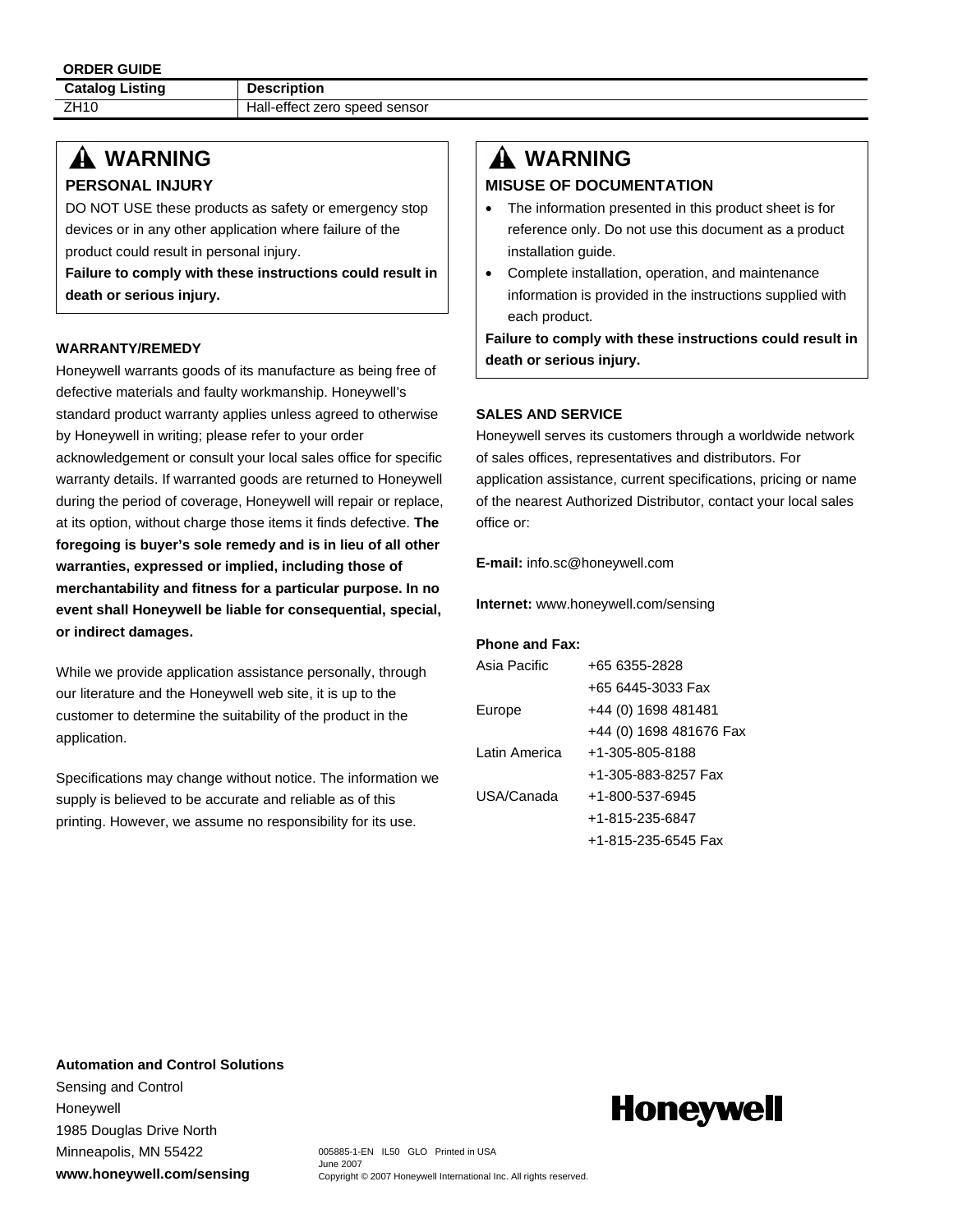**ORDER GUIDE**

| Catalog Listing | Description |
|---|---|
| ZH10 | Hall-effect zero speed sensor |

## ⚠ WARNING

**PERSONAL INJURY**

DO NOT USE these products as safety or emergency stop devices or in any other application where failure of the product could result in personal injury.

**Failure to comply with these instructions could result in death or serious injury.**

**WARRANTY/REMEDY**

Honeywell warrants goods of its manufacture as being free of defective materials and faulty workmanship. Honeywell's standard product warranty applies unless agreed to otherwise by Honeywell in writing; please refer to your order acknowledgement or consult your local sales office for specific warranty details. If warranted goods are returned to Honeywell during the period of coverage, Honeywell will repair or replace, at its option, without charge those items it finds defective. **The foregoing is buyer's sole remedy and is in lieu of all other warranties, expressed or implied, including those of merchantability and fitness for a particular purpose. In no event shall Honeywell be liable for consequential, special, or indirect damages.**

While we provide application assistance personally, through our literature and the Honeywell web site, it is up to the customer to determine the suitability of the product in the application.

Specifications may change without notice. The information we supply is believed to be accurate and reliable as of this printing. However, we assume no responsibility for its use.

## ⚠ WARNING

**MISUSE OF DOCUMENTATION**

- The information presented in this product sheet is for reference only. Do not use this document as a product installation guide.
- Complete installation, operation, and maintenance information is provided in the instructions supplied with each product.

**Failure to comply with these instructions could result in death or serious injury.**

**SALES AND SERVICE**

Honeywell serves its customers through a worldwide network of sales offices, representatives and distributors. For application assistance, current specifications, pricing or name of the nearest Authorized Distributor, contact your local sales office or:

**E-mail:** info.sc@honeywell.com

**Internet:** www.honeywell.com/sensing

**Phone and Fax:**

| | |
|---|---|
| Asia Pacific | +65 6355-2828 |
| | +65 6445-3033 Fax |
| Europe | +44 (0) 1698 481481 |
| | +44 (0) 1698 481676 Fax |
| Latin America | +1-305-805-8188 |
| | +1-305-883-8257 Fax |
| USA/Canada | +1-800-537-6945 |
| | +1-815-235-6847 |
| | +1-815-235-6545 Fax |

**Automation and Control Solutions**
Sensing and Control
Honeywell
1985 Douglas Drive North
Minneapolis, MN 55422
**www.honeywell.com/sensing**

005885-1-EN IL50 GLO Printed in USA
June 2007
Copyright © 2007 Honeywell International Inc. All rights reserved.

**Honeywell**